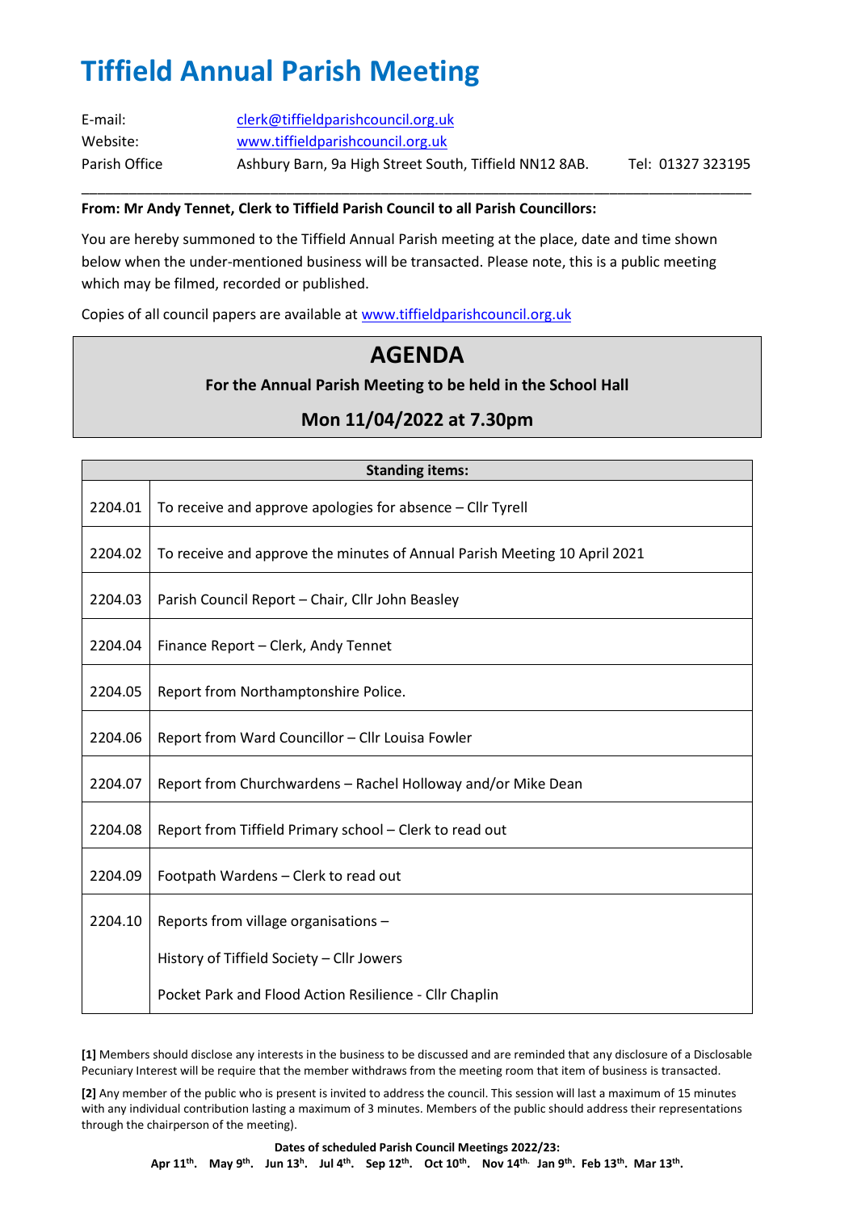# Tiffield Annual Parish Meeting

| | | |
|---|---|---|
| E-mail: | clerk@tiffieldparishcouncil.org.uk | |
| Website: | www.tiffieldparishcouncil.org.uk | |
| Parish Office | Ashbury Barn, 9a High Street South, Tiffield NN12 8AB. | Tel: 01327 323195 |

---

**From: Mr Andy Tennet, Clerk to Tiffield Parish Council to all Parish Councillors:**

You are hereby summoned to the Tiffield Annual Parish meeting at the place, date and time shown below when the under-mentioned business will be transacted. Please note, this is a public meeting which may be filmed, recorded or published.

Copies of all council papers are available at www.tiffieldparishcouncil.org.uk

## AGENDA

**For the Annual Parish Meeting to be held in the School Hall**

**Mon 11/04/2022 at 7.30pm**

| **Standing items:** | |
|---|---|
| 2204.01 | To receive and approve apologies for absence – Cllr Tyrell |
| 2204.02 | To receive and approve the minutes of Annual Parish Meeting 10 April 2021 |
| 2204.03 | Parish Council Report – Chair, Cllr John Beasley |
| 2204.04 | Finance Report – Clerk, Andy Tennet |
| 2204.05 | Report from Northamptonshire Police. |
| 2204.06 | Report from Ward Councillor – Cllr Louisa Fowler |
| 2204.07 | Report from Churchwardens – Rachel Holloway and/or Mike Dean |
| 2204.08 | Report from Tiffield Primary school – Clerk to read out |
| 2204.09 | Footpath Wardens – Clerk to read out |
| 2204.10 | Reports from village organisations –<br>History of Tiffield Society – Cllr Jowers<br>Pocket Park and Flood Action Resilience - Cllr Chaplin |

**[1]** Members should disclose any interests in the business to be discussed and are reminded that any disclosure of a Disclosable Pecuniary Interest will be require that the member withdraws from the meeting room that item of business is transacted.

**[2]** Any member of the public who is present is invited to address the council. This session will last a maximum of 15 minutes with any individual contribution lasting a maximum of 3 minutes. Members of the public should address their representations through the chairperson of the meeting).

**Dates of scheduled Parish Council Meetings 2022/23:**

**Apr 11th. May 9th. Jun 13h. Jul 4th. Sep 12th. Oct 10th. Nov 14th. Jan 9th. Feb 13th. Mar 13th.**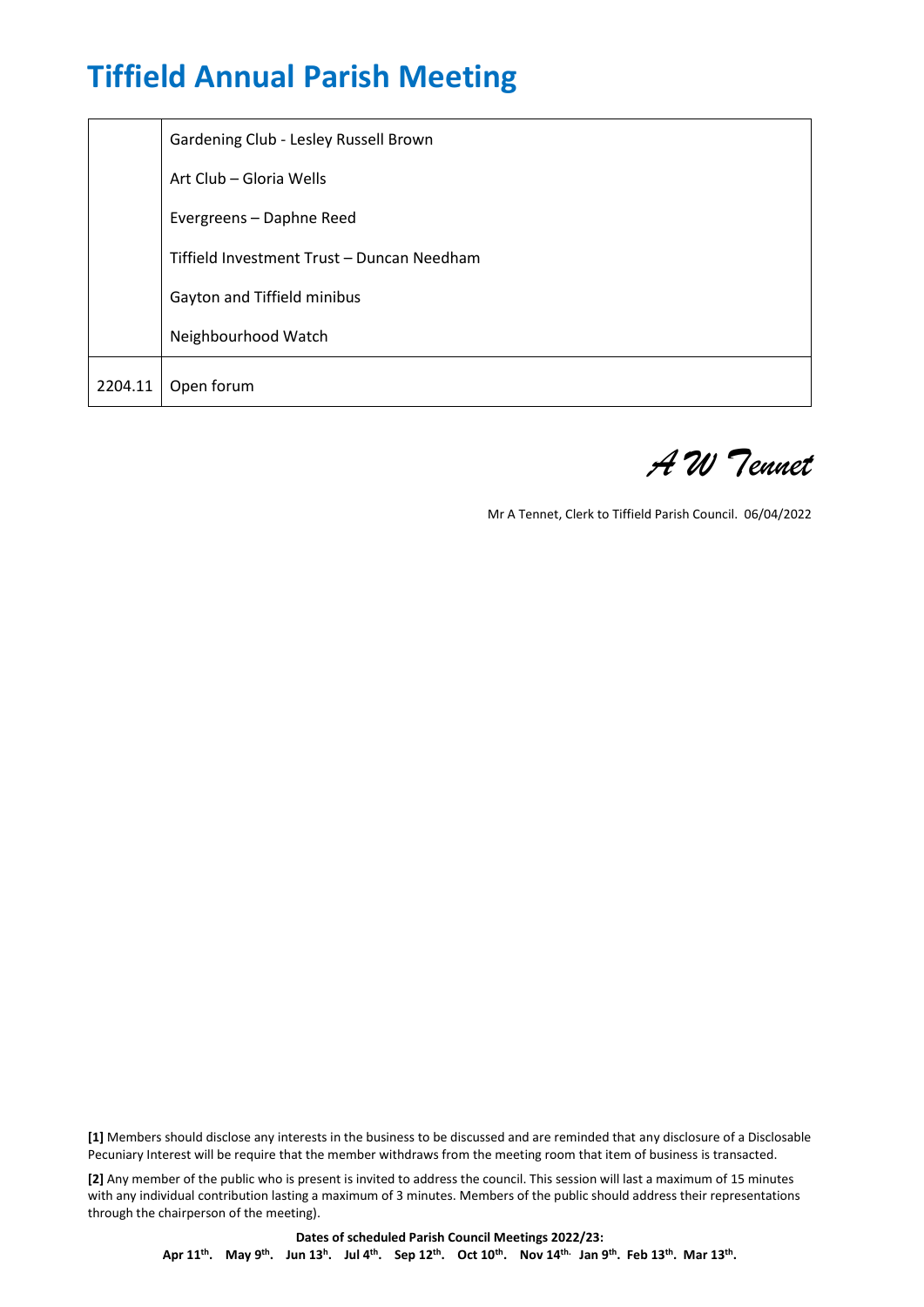# Tiffield Annual Parish Meeting

| | |
|---|---|
| | Gardening Club - Lesley Russell Brown<br>Art Club – Gloria Wells<br>Evergreens – Daphne Reed<br>Tiffield Investment Trust – Duncan Needham<br>Gayton and Tiffield minibus<br>Neighbourhood Watch |
| 2204.11 | Open forum |

*A W Tennet*

Mr A Tennet, Clerk to Tiffield Parish Council. 06/04/2022

**[1]** Members should disclose any interests in the business to be discussed and are reminded that any disclosure of a Disclosable Pecuniary Interest will be require that the member withdraws from the meeting room that item of business is transacted.

**[2]** Any member of the public who is present is invited to address the council. This session will last a maximum of 15 minutes with any individual contribution lasting a maximum of 3 minutes. Members of the public should address their representations through the chairperson of the meeting).

**Dates of scheduled Parish Council Meetings 2022/23:**
**Apr 11th. May 9th. Jun 13h. Jul 4th. Sep 12th. Oct 10th. Nov 14th. Jan 9th. Feb 13th. Mar 13th.**